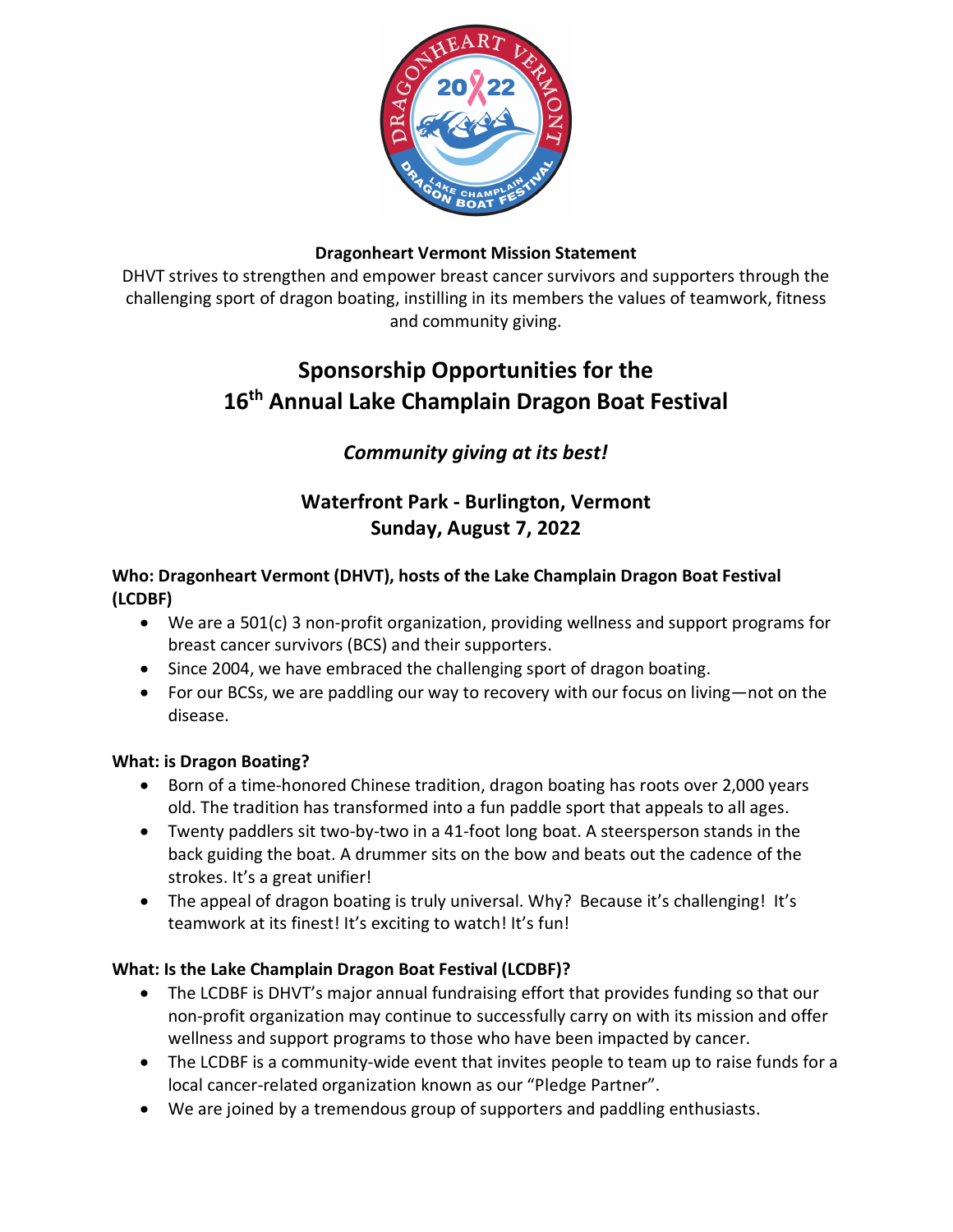**Dragonheart Vermont Mission Statement**

DHVT strives to strengthen and empower breast cancer survivors and supporters through the challenging sport of dragon boating, instilling in its members the values of teamwork, fitness and community giving.

# Sponsorship Opportunities for the 16th Annual Lake Champlain Dragon Boat Festival

***Community giving at its best!***

## Waterfront Park - Burlington, Vermont
## Sunday, August 7, 2022

**Who: Dragonheart Vermont (DHVT), hosts of the Lake Champlain Dragon Boat Festival (LCDBF)**

- We are a 501(c) 3 non-profit organization, providing wellness and support programs for breast cancer survivors (BCS) and their supporters.
- Since 2004, we have embraced the challenging sport of dragon boating.
- For our BCSs, we are paddling our way to recovery with our focus on living—not on the disease.

**What: is Dragon Boating?**

- Born of a time-honored Chinese tradition, dragon boating has roots over 2,000 years old. The tradition has transformed into a fun paddle sport that appeals to all ages.
- Twenty paddlers sit two-by-two in a 41-foot long boat. A steersperson stands in the back guiding the boat. A drummer sits on the bow and beats out the cadence of the strokes. It's a great unifier!
- The appeal of dragon boating is truly universal. Why? Because it's challenging! It's teamwork at its finest! It's exciting to watch! It's fun!

**What: Is the Lake Champlain Dragon Boat Festival (LCDBF)?**

- The LCDBF is DHVT's major annual fundraising effort that provides funding so that our non-profit organization may continue to successfully carry on with its mission and offer wellness and support programs to those who have been impacted by cancer.
- The LCDBF is a community-wide event that invites people to team up to raise funds for a local cancer-related organization known as our "Pledge Partner".
- We are joined by a tremendous group of supporters and paddling enthusiasts.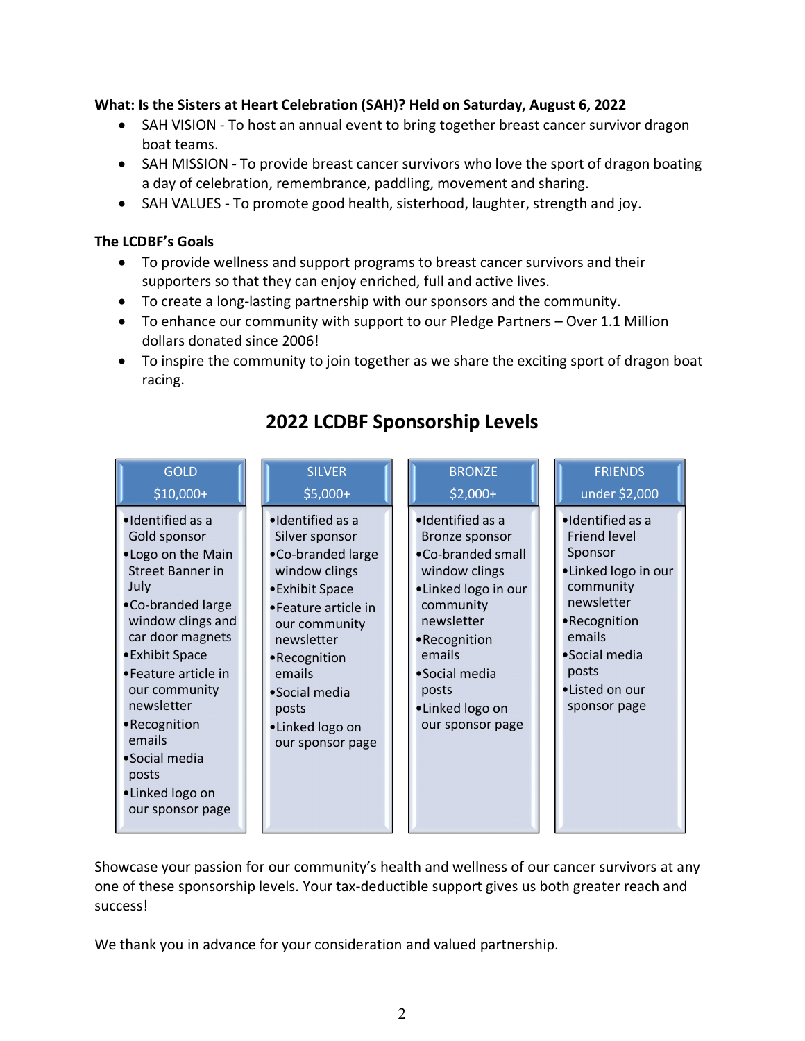**What: Is the Sisters at Heart Celebration (SAH)? Held on Saturday, August 6, 2022**

- SAH VISION - To host an annual event to bring together breast cancer survivor dragon boat teams.
- SAH MISSION - To provide breast cancer survivors who love the sport of dragon boating a day of celebration, remembrance, paddling, movement and sharing.
- SAH VALUES - To promote good health, sisterhood, laughter, strength and joy.

**The LCDBF's Goals**

- To provide wellness and support programs to breast cancer survivors and their supporters so that they can enjoy enriched, full and active lives.
- To create a long-lasting partnership with our sponsors and the community.
- To enhance our community with support to our Pledge Partners – Over 1.1 Million dollars donated since 2006!
- To inspire the community to join together as we share the exciting sport of dragon boat racing.

## 2022 LCDBF Sponsorship Levels

| GOLD $10,000+ | SILVER $5,000+ | BRONZE $2,000+ | FRIENDS under $2,000 |
|---|---|---|---|
| •Identified as a Gold sponsor<br>•Logo on the Main Street Banner in July<br>•Co-branded large window clings and car door magnets<br>•Exhibit Space<br>•Feature article in our community newsletter<br>•Recognition emails<br>•Social media posts<br>•Linked logo on our sponsor page | •Identified as a Silver sponsor<br>•Co-branded large window clings<br>•Exhibit Space<br>•Feature article in our community newsletter<br>•Recognition emails<br>•Social media posts<br>•Linked logo on our sponsor page | •Identified as a Bronze sponsor<br>•Co-branded small window clings<br>•Linked logo in our community newsletter<br>•Recognition emails<br>•Social media posts<br>•Linked logo on our sponsor page | •Identified as a Friend level Sponsor<br>•Linked logo in our community newsletter<br>•Recognition emails<br>•Social media posts<br>•Listed on our sponsor page |

Showcase your passion for our community's health and wellness of our cancer survivors at any one of these sponsorship levels. Your tax-deductible support gives us both greater reach and success!

We thank you in advance for your consideration and valued partnership.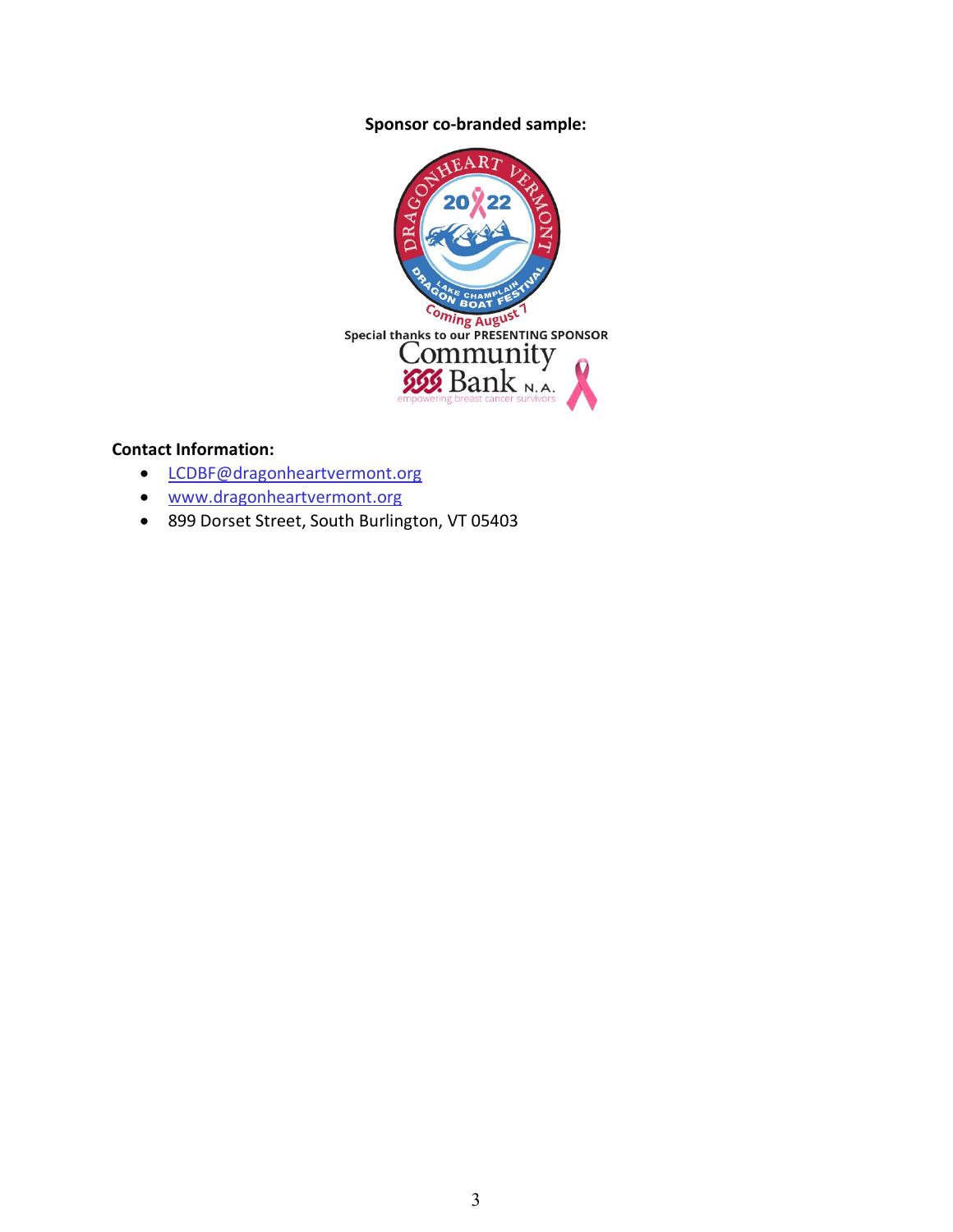**Sponsor co-branded sample:**

DRAGONHEART VERMONT

2022

LAKE CHAMPLAIN DRAGON BOAT FESTIVAL

Coming August 7

Special thanks to our PRESENTING SPONSOR

Community Bank N.A.

empowering breast cancer survivors

**Contact Information:**

- LCDBF@dragonheartvermont.org
- www.dragonheartvermont.org
- 899 Dorset Street, South Burlington, VT 05403